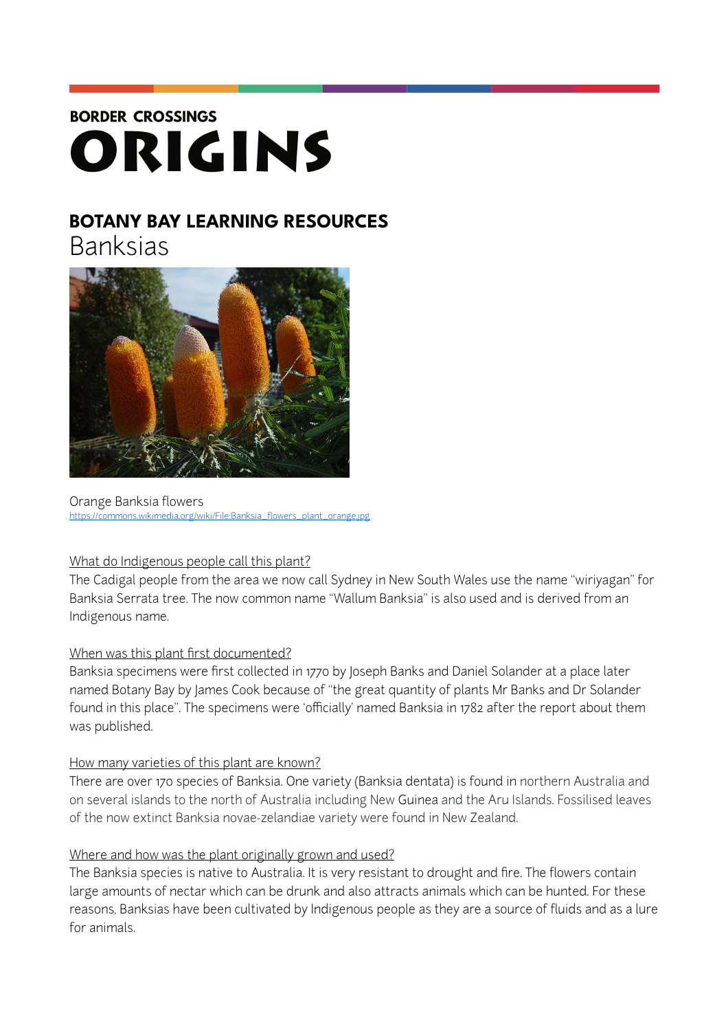BORDER CROSSINGS

# ORIGINS

## BOTANY BAY LEARNING RESOURCES

Banksias

Orange Banksia flowers
https://commons.wikimedia.org/wiki/File:Banksia_flowers_plant_orange.jpg

What do Indigenous people call this plant?

The Cadigal people from the area we now call Sydney in New South Wales use the name "wiriyagan" for Banksia Serrata tree. The now common name "Wallum Banksia" is also used and is derived from an Indigenous name.

When was this plant first documented?

Banksia specimens were first collected in 1770 by Joseph Banks and Daniel Solander at a place later named Botany Bay by James Cook because of "the great quantity of plants Mr Banks and Dr Solander found in this place". The specimens were 'officially' named Banksia in 1782 after the report about them was published.

How many varieties of this plant are known?

There are over 170 species of Banksia. One variety (Banksia dentata) is found in northern Australia and on several islands to the north of Australia including New Guinea and the Aru Islands. Fossilised leaves of the now extinct Banksia novae-zelandiae variety were found in New Zealand.

Where and how was the plant originally grown and used?

The Banksia species is native to Australia. It is very resistant to drought and fire. The flowers contain large amounts of nectar which can be drunk and also attracts animals which can be hunted. For these reasons, Banksias have been cultivated by Indigenous people as they are a source of fluids and as a lure for animals.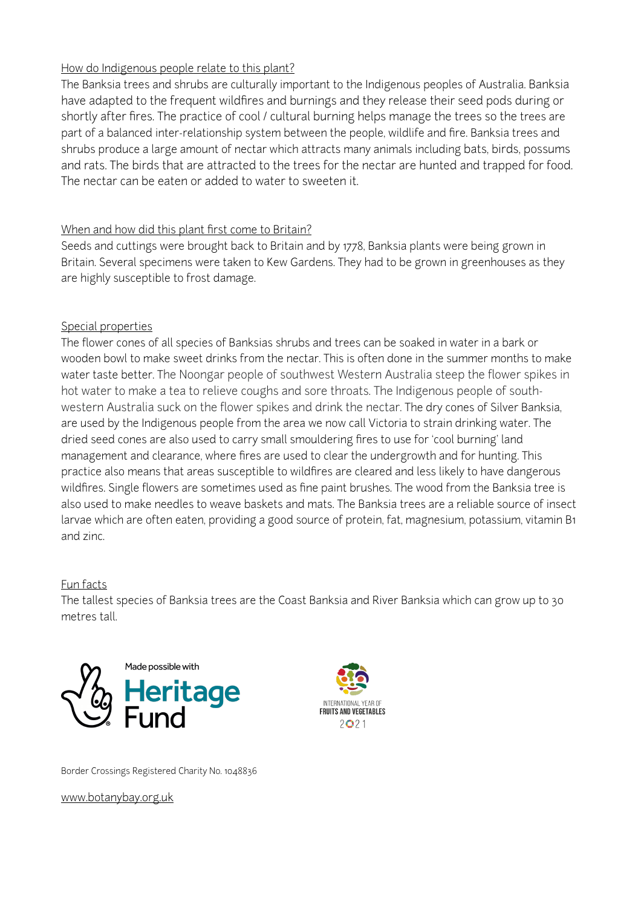How do Indigenous people relate to this plant?

The Banksia trees and shrubs are culturally important to the Indigenous peoples of Australia. Banksia have adapted to the frequent wildfires and burnings and they release their seed pods during or shortly after fires. The practice of cool / cultural burning helps manage the trees so the trees are part of a balanced inter-relationship system between the people, wildlife and fire. Banksia trees and shrubs produce a large amount of nectar which attracts many animals including bats, birds, possums and rats. The birds that are attracted to the trees for the nectar are hunted and trapped for food. The nectar can be eaten or added to water to sweeten it.

When and how did this plant first come to Britain?

Seeds and cuttings were brought back to Britain and by 1778, Banksia plants were being grown in Britain. Several specimens were taken to Kew Gardens. They had to be grown in greenhouses as they are highly susceptible to frost damage.

Special properties

The flower cones of all species of Banksias shrubs and trees can be soaked in water in a bark or wooden bowl to make sweet drinks from the nectar. This is often done in the summer months to make water taste better. The Noongar people of southwest Western Australia steep the flower spikes in hot water to make a tea to relieve coughs and sore throats. The Indigenous people of south-western Australia suck on the flower spikes and drink the nectar. The dry cones of Silver Banksia, are used by the Indigenous people from the area we now call Victoria to strain drinking water. The dried seed cones are also used to carry small smouldering fires to use for 'cool burning' land management and clearance, where fires are used to clear the undergrowth and for hunting. This practice also means that areas susceptible to wildfires are cleared and less likely to have dangerous wildfires. Single flowers are sometimes used as fine paint brushes. The wood from the Banksia tree is also used to make needles to weave baskets and mats. The Banksia trees are a reliable source of insect larvae which are often eaten, providing a good source of protein, fat, magnesium, potassium, vitamin B1 and zinc.

Fun facts

The tallest species of Banksia trees are the Coast Banksia and River Banksia which can grow up to 30 metres tall.

Made possible with Heritage Fund

INTERNATIONAL YEAR OF FRUITS AND VEGETABLES 2021

Border Crossings Registered Charity No. 1048836

www.botanybay.org.uk